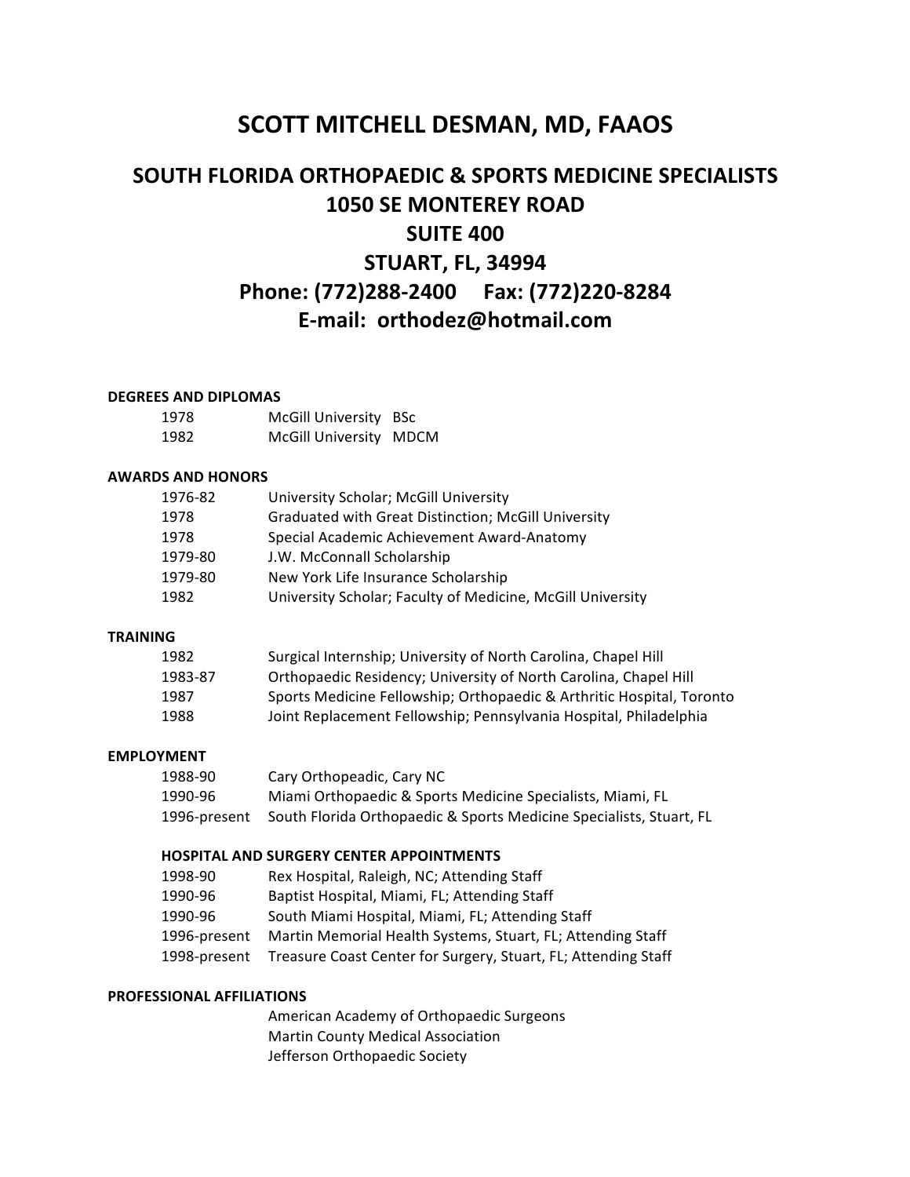# SCOTT MITCHELL DESMAN, MD, FAAOS

## SOUTH FLORIDA ORTHOPAEDIC & SPORTS MEDICINE SPECIALISTS
## 1050 SE MONTEREY ROAD
## SUITE 400
## STUART, FL, 34994
## Phone: (772)288-2400 Fax: (772)220-8284
## E-mail: orthodez@hotmail.com

**DEGREES AND DIPLOMAS**

| | |
|---|---|
| 1978 | McGill University BSc |
| 1982 | McGill University MDCM |

**AWARDS AND HONORS**

| | |
|---|---|
| 1976-82 | University Scholar; McGill University |
| 1978 | Graduated with Great Distinction; McGill University |
| 1978 | Special Academic Achievement Award-Anatomy |
| 1979-80 | J.W. McConnall Scholarship |
| 1979-80 | New York Life Insurance Scholarship |
| 1982 | University Scholar; Faculty of Medicine, McGill University |

**TRAINING**

| | |
|---|---|
| 1982 | Surgical Internship; University of North Carolina, Chapel Hill |
| 1983-87 | Orthopaedic Residency; University of North Carolina, Chapel Hill |
| 1987 | Sports Medicine Fellowship; Orthopaedic & Arthritic Hospital, Toronto |
| 1988 | Joint Replacement Fellowship; Pennsylvania Hospital, Philadelphia |

**EMPLOYMENT**

| | |
|---|---|
| 1988-90 | Cary Orthopeadic, Cary NC |
| 1990-96 | Miami Orthopaedic & Sports Medicine Specialists, Miami, FL |
| 1996-present | South Florida Orthopaedic & Sports Medicine Specialists, Stuart, FL |

**HOSPITAL AND SURGERY CENTER APPOINTMENTS**

| | |
|---|---|
| 1998-90 | Rex Hospital, Raleigh, NC; Attending Staff |
| 1990-96 | Baptist Hospital, Miami, FL; Attending Staff |
| 1990-96 | South Miami Hospital, Miami, FL; Attending Staff |
| 1996-present | Martin Memorial Health Systems, Stuart, FL; Attending Staff |
| 1998-present | Treasure Coast Center for Surgery, Stuart, FL; Attending Staff |

**PROFESSIONAL AFFILIATIONS**

- American Academy of Orthopaedic Surgeons
- Martin County Medical Association
- Jefferson Orthopaedic Society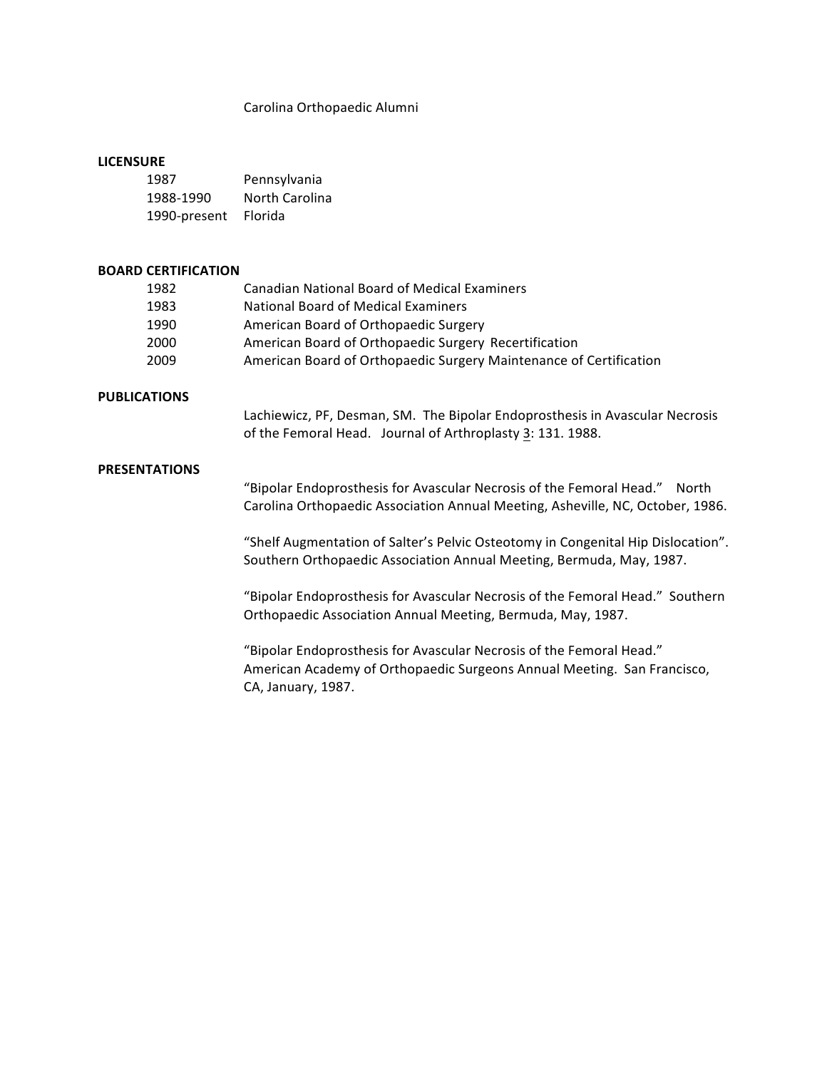Carolina Orthopaedic Alumni

**LICENSURE**

| | |
|---|---|
| 1987 | Pennsylvania |
| 1988-1990 | North Carolina |
| 1990-present | Florida |

**BOARD CERTIFICATION**

| | |
|---|---|
| 1982 | Canadian National Board of Medical Examiners |
| 1983 | National Board of Medical Examiners |
| 1990 | American Board of Orthopaedic Surgery |
| 2000 | American Board of Orthopaedic Surgery Recertification |
| 2009 | American Board of Orthopaedic Surgery Maintenance of Certification |

**PUBLICATIONS**

Lachiewicz, PF, Desman, SM. The Bipolar Endoprosthesis in Avascular Necrosis of the Femoral Head. Journal of Arthroplasty 3: 131. 1988.

**PRESENTATIONS**

"Bipolar Endoprosthesis for Avascular Necrosis of the Femoral Head." North Carolina Orthopaedic Association Annual Meeting, Asheville, NC, October, 1986.

"Shelf Augmentation of Salter's Pelvic Osteotomy in Congenital Hip Dislocation". Southern Orthopaedic Association Annual Meeting, Bermuda, May, 1987.

"Bipolar Endoprosthesis for Avascular Necrosis of the Femoral Head." Southern Orthopaedic Association Annual Meeting, Bermuda, May, 1987.

"Bipolar Endoprosthesis for Avascular Necrosis of the Femoral Head." American Academy of Orthopaedic Surgeons Annual Meeting. San Francisco, CA, January, 1987.